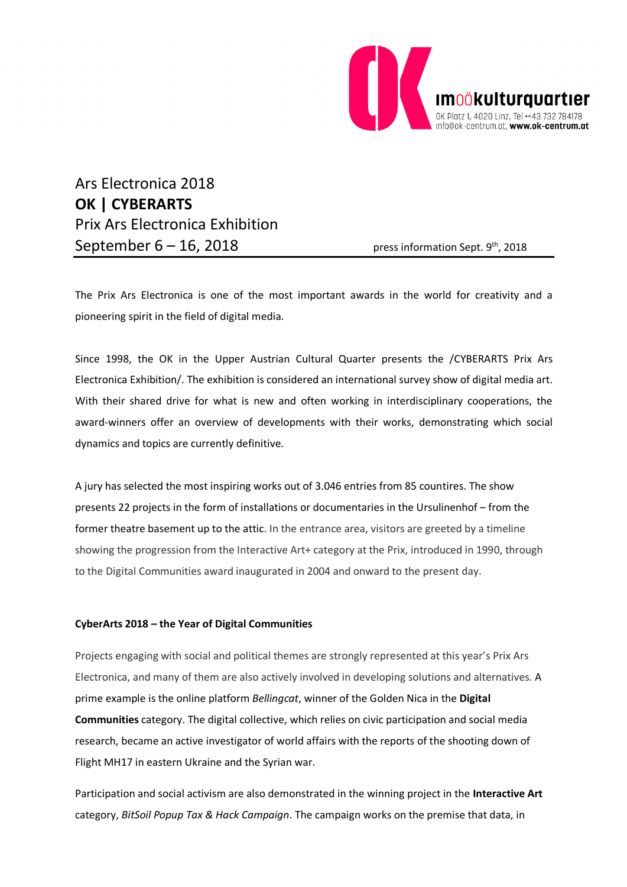OK im oö kulturquartier
OK Platz 1, 4020 Linz, Tel ++43.732.784178
info@ok-centrum.at, **www.ok-centrum.at**

# Ars Electronica 2018
# **OK | CYBERARTS**
# Prix Ars Electronica Exhibition
# September 6 – 16, 2018

press information Sept. 9th, 2018

The Prix Ars Electronica is one of the most important awards in the world for creativity and a pioneering spirit in the field of digital media.

Since 1998, the OK in the Upper Austrian Cultural Quarter presents the /CYBERARTS Prix Ars Electronica Exhibition/. The exhibition is considered an international survey show of digital media art. With their shared drive for what is new and often working in interdisciplinary cooperations, the award-winners offer an overview of developments with their works, demonstrating which social dynamics and topics are currently definitive.

A jury has selected the most inspiring works out of 3.046 entries from 85 countires. The show presents 22 projects in the form of installations or documentaries in the Ursulinenhof – from the former theatre basement up to the attic. In the entrance area, visitors are greeted by a timeline showing the progression from the Interactive Art+ category at the Prix, introduced in 1990, through to the Digital Communities award inaugurated in 2004 and onward to the present day.

#### **CyberArts 2018 – the Year of Digital Communities**

Projects engaging with social and political themes are strongly represented at this year's Prix Ars Electronica, and many of them are also actively involved in developing solutions and alternatives. A prime example is the online platform *Bellingcat*, winner of the Golden Nica in the **Digital Communities** category. The digital collective, which relies on civic participation and social media research, became an active investigator of world affairs with the reports of the shooting down of Flight MH17 in eastern Ukraine and the Syrian war.

Participation and social activism are also demonstrated in the winning project in the **Interactive Art** category, *BitSoil Popup Tax & Hack Campaign*. The campaign works on the premise that data, in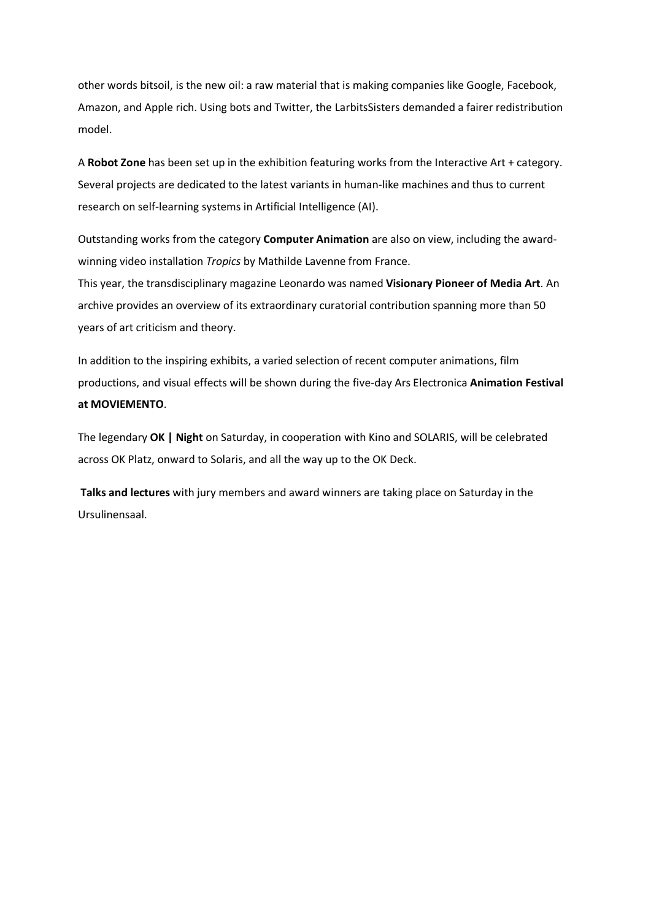other words bitsoil, is the new oil: a raw material that is making companies like Google, Facebook, Amazon, and Apple rich. Using bots and Twitter, the LarbitsSisters demanded a fairer redistribution model.

A **Robot Zone** has been set up in the exhibition featuring works from the Interactive Art + category. Several projects are dedicated to the latest variants in human-like machines and thus to current research on self-learning systems in Artificial Intelligence (AI).

Outstanding works from the category **Computer Animation** are also on view, including the award-winning video installation *Tropics* by Mathilde Lavenne from France.
This year, the transdisciplinary magazine Leonardo was named **Visionary Pioneer of Media Art**. An archive provides an overview of its extraordinary curatorial contribution spanning more than 50 years of art criticism and theory.

In addition to the inspiring exhibits, a varied selection of recent computer animations, film productions, and visual effects will be shown during the five-day Ars Electronica **Animation Festival at MOVIEMENTO**.

The legendary **OK | Night** on Saturday, in cooperation with Kino and SOLARIS, will be celebrated across OK Platz, onward to Solaris, and all the way up to the OK Deck.

**Talks and lectures** with jury members and award winners are taking place on Saturday in the Ursulinensaal.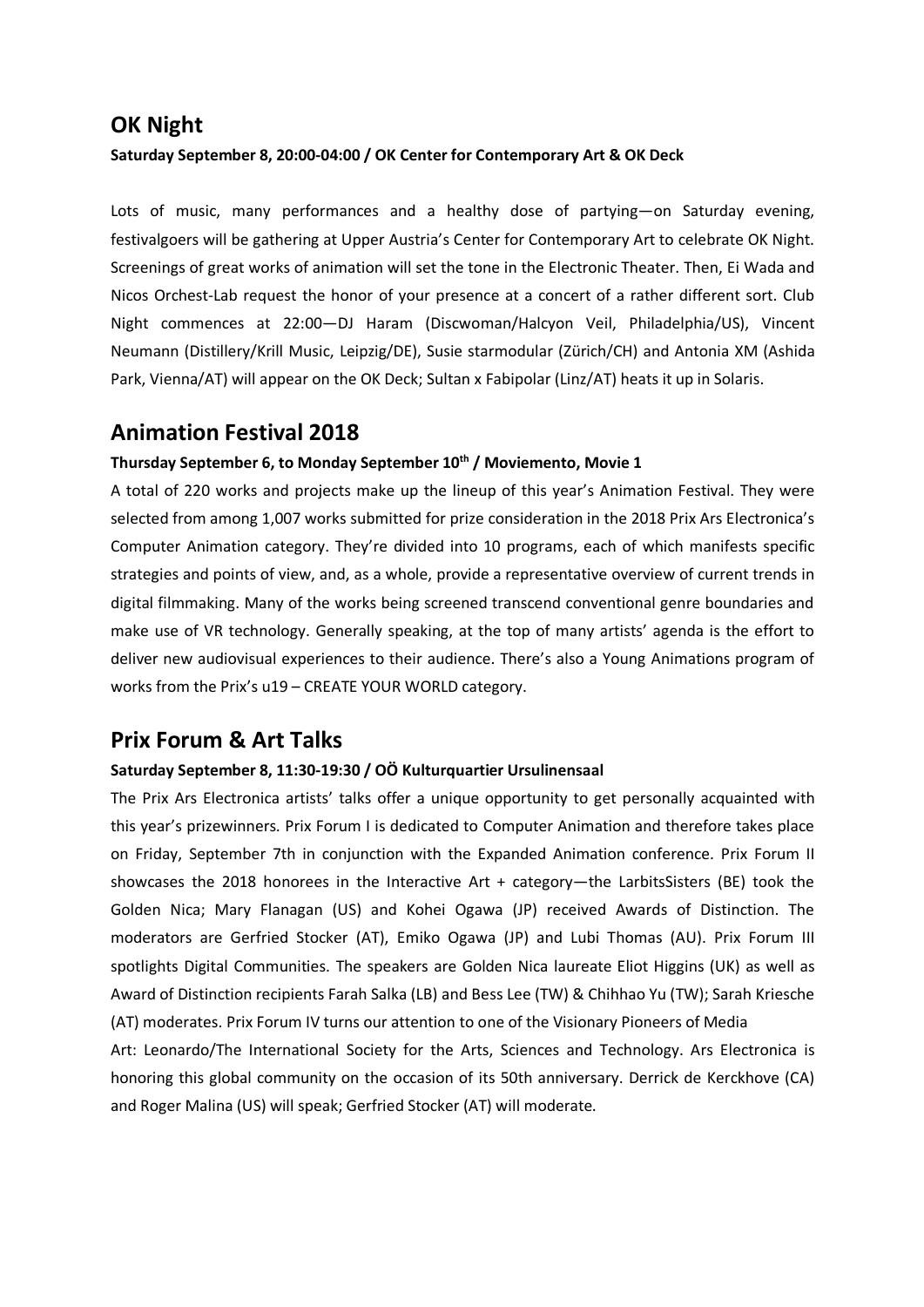## OK Night

**Saturday September 8, 20:00-04:00 / OK Center for Contemporary Art & OK Deck**

Lots of music, many performances and a healthy dose of partying—on Saturday evening, festivalgoers will be gathering at Upper Austria's Center for Contemporary Art to celebrate OK Night. Screenings of great works of animation will set the tone in the Electronic Theater. Then, Ei Wada and Nicos Orchest-Lab request the honor of your presence at a concert of a rather different sort. Club Night commences at 22:00—DJ Haram (Discwoman/Halcyon Veil, Philadelphia/US), Vincent Neumann (Distillery/Krill Music, Leipzig/DE), Susie starmodular (Zürich/CH) and Antonia XM (Ashida Park, Vienna/AT) will appear on the OK Deck; Sultan x Fabipolar (Linz/AT) heats it up in Solaris.

## Animation Festival 2018

**Thursday September 6, to Monday September 10th / Moviemento, Movie 1**

A total of 220 works and projects make up the lineup of this year's Animation Festival. They were selected from among 1,007 works submitted for prize consideration in the 2018 Prix Ars Electronica's Computer Animation category. They're divided into 10 programs, each of which manifests specific strategies and points of view, and, as a whole, provide a representative overview of current trends in digital filmmaking. Many of the works being screened transcend conventional genre boundaries and make use of VR technology. Generally speaking, at the top of many artists' agenda is the effort to deliver new audiovisual experiences to their audience. There's also a Young Animations program of works from the Prix's u19 – CREATE YOUR WORLD category.

## Prix Forum & Art Talks

**Saturday September 8, 11:30-19:30 / OÖ Kulturquartier Ursulinensaal**

The Prix Ars Electronica artists' talks offer a unique opportunity to get personally acquainted with this year's prizewinners. Prix Forum I is dedicated to Computer Animation and therefore takes place on Friday, September 7th in conjunction with the Expanded Animation conference. Prix Forum II showcases the 2018 honorees in the Interactive Art + category—the LarbitsSisters (BE) took the Golden Nica; Mary Flanagan (US) and Kohei Ogawa (JP) received Awards of Distinction. The moderators are Gerfried Stocker (AT), Emiko Ogawa (JP) and Lubi Thomas (AU). Prix Forum III spotlights Digital Communities. The speakers are Golden Nica laureate Eliot Higgins (UK) as well as Award of Distinction recipients Farah Salka (LB) and Bess Lee (TW) & Chihhao Yu (TW); Sarah Kriesche (AT) moderates. Prix Forum IV turns our attention to one of the Visionary Pioneers of Media Art: Leonardo/The International Society for the Arts, Sciences and Technology. Ars Electronica is honoring this global community on the occasion of its 50th anniversary. Derrick de Kerckhove (CA) and Roger Malina (US) will speak; Gerfried Stocker (AT) will moderate.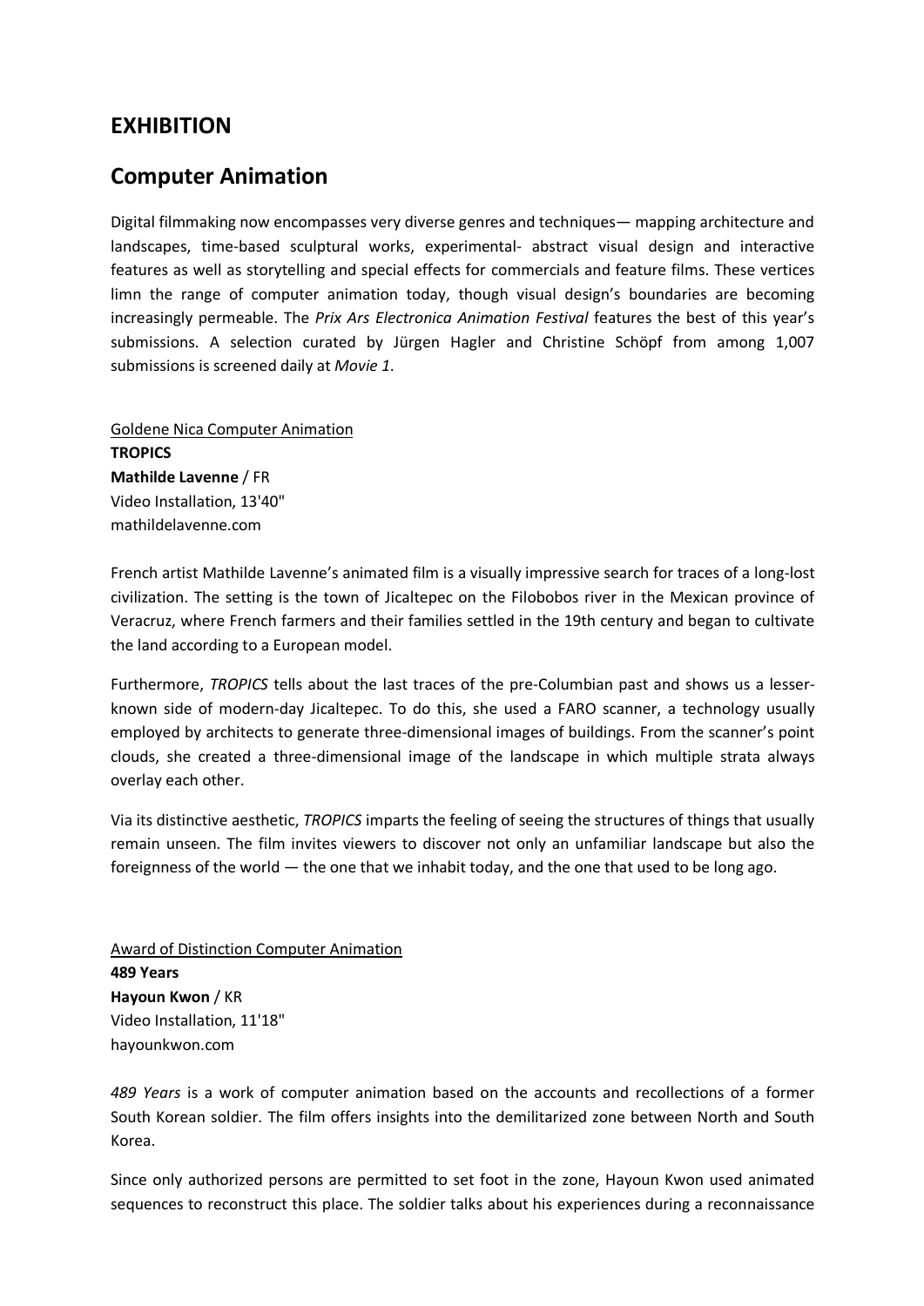## EXHIBITION

## Computer Animation

Digital filmmaking now encompasses very diverse genres and techniques— mapping architecture and landscapes, time-based sculptural works, experimental- abstract visual design and interactive features as well as storytelling and special effects for commercials and feature films. These vertices limn the range of computer animation today, though visual design's boundaries are becoming increasingly permeable. The *Prix Ars Electronica Animation Festival* features the best of this year's submissions. A selection curated by Jürgen Hagler and Christine Schöpf from among 1,007 submissions is screened daily at *Movie 1*.

<u>Goldene Nica Computer Animation</u>
**TROPICS**
**Mathilde Lavenne** / FR
Video Installation, 13'40"
mathildelavenne.com

French artist Mathilde Lavenne's animated film is a visually impressive search for traces of a long-lost civilization. The setting is the town of Jicaltepec on the Filobobos river in the Mexican province of Veracruz, where French farmers and their families settled in the 19th century and began to cultivate the land according to a European model.

Furthermore, *TROPICS* tells about the last traces of the pre-Columbian past and shows us a lesser-known side of modern-day Jicaltepec. To do this, she used a FARO scanner, a technology usually employed by architects to generate three-dimensional images of buildings. From the scanner's point clouds, she created a three-dimensional image of the landscape in which multiple strata always overlay each other.

Via its distinctive aesthetic, *TROPICS* imparts the feeling of seeing the structures of things that usually remain unseen. The film invites viewers to discover not only an unfamiliar landscape but also the foreignness of the world — the one that we inhabit today, and the one that used to be long ago.

<u>Award of Distinction Computer Animation</u>
**489 Years**
**Hayoun Kwon** / KR
Video Installation, 11'18"
hayounkwon.com

*489 Years* is a work of computer animation based on the accounts and recollections of a former South Korean soldier. The film offers insights into the demilitarized zone between North and South Korea.

Since only authorized persons are permitted to set foot in the zone, Hayoun Kwon used animated sequences to reconstruct this place. The soldier talks about his experiences during a reconnaissance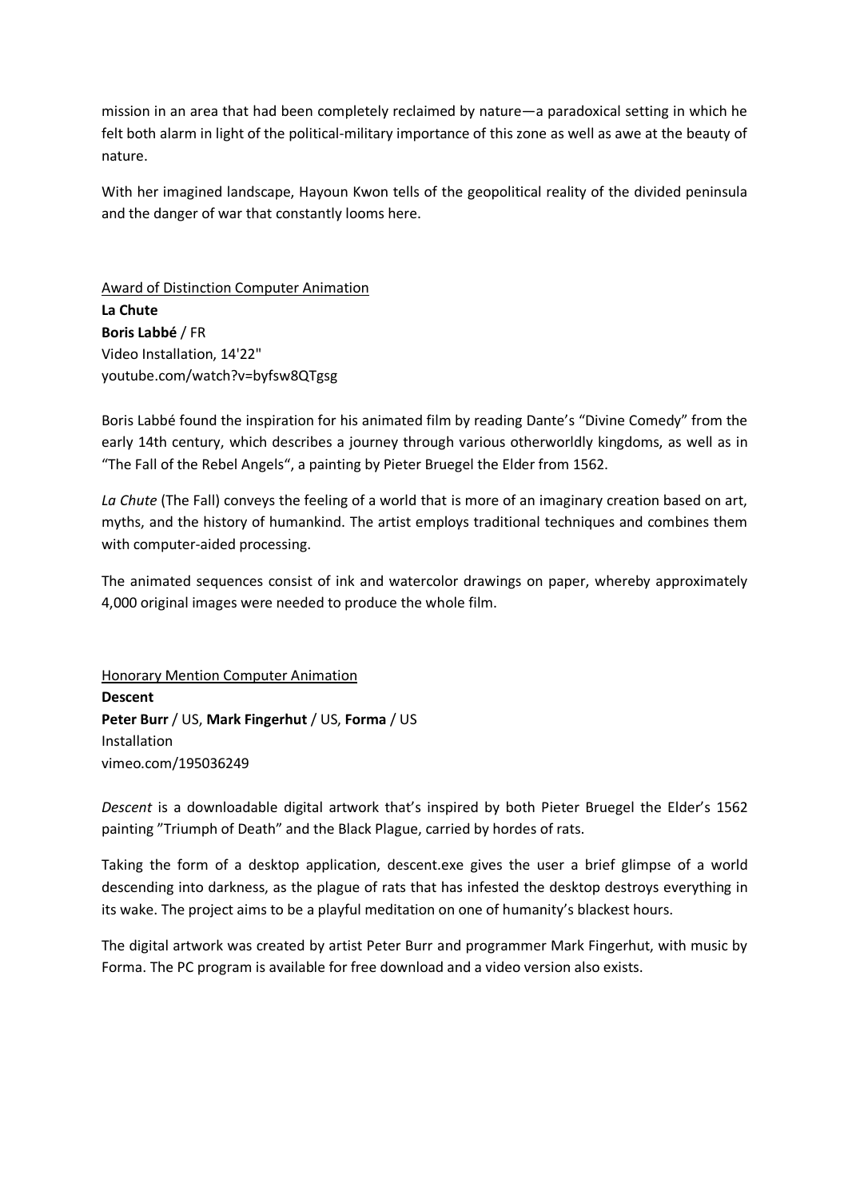mission in an area that had been completely reclaimed by nature—a paradoxical setting in which he felt both alarm in light of the political-military importance of this zone as well as awe at the beauty of nature.

With her imagined landscape, Hayoun Kwon tells of the geopolitical reality of the divided peninsula and the danger of war that constantly looms here.

Award of Distinction Computer Animation
**La Chute**
**Boris Labbé** / FR
Video Installation, 14'22"
youtube.com/watch?v=byfsw8QTgsg

Boris Labbé found the inspiration for his animated film by reading Dante's "Divine Comedy" from the early 14th century, which describes a journey through various otherworldly kingdoms, as well as in "The Fall of the Rebel Angels", a painting by Pieter Bruegel the Elder from 1562.

*La Chute* (The Fall) conveys the feeling of a world that is more of an imaginary creation based on art, myths, and the history of humankind. The artist employs traditional techniques and combines them with computer-aided processing.

The animated sequences consist of ink and watercolor drawings on paper, whereby approximately 4,000 original images were needed to produce the whole film.

Honorary Mention Computer Animation
**Descent**
**Peter Burr** / US, **Mark Fingerhut** / US, **Forma** / US
Installation
vimeo.com/195036249

*Descent* is a downloadable digital artwork that's inspired by both Pieter Bruegel the Elder's 1562 painting "Triumph of Death" and the Black Plague, carried by hordes of rats.

Taking the form of a desktop application, descent.exe gives the user a brief glimpse of a world descending into darkness, as the plague of rats that has infested the desktop destroys everything in its wake. The project aims to be a playful meditation on one of humanity's blackest hours.

The digital artwork was created by artist Peter Burr and programmer Mark Fingerhut, with music by Forma. The PC program is available for free download and a video version also exists.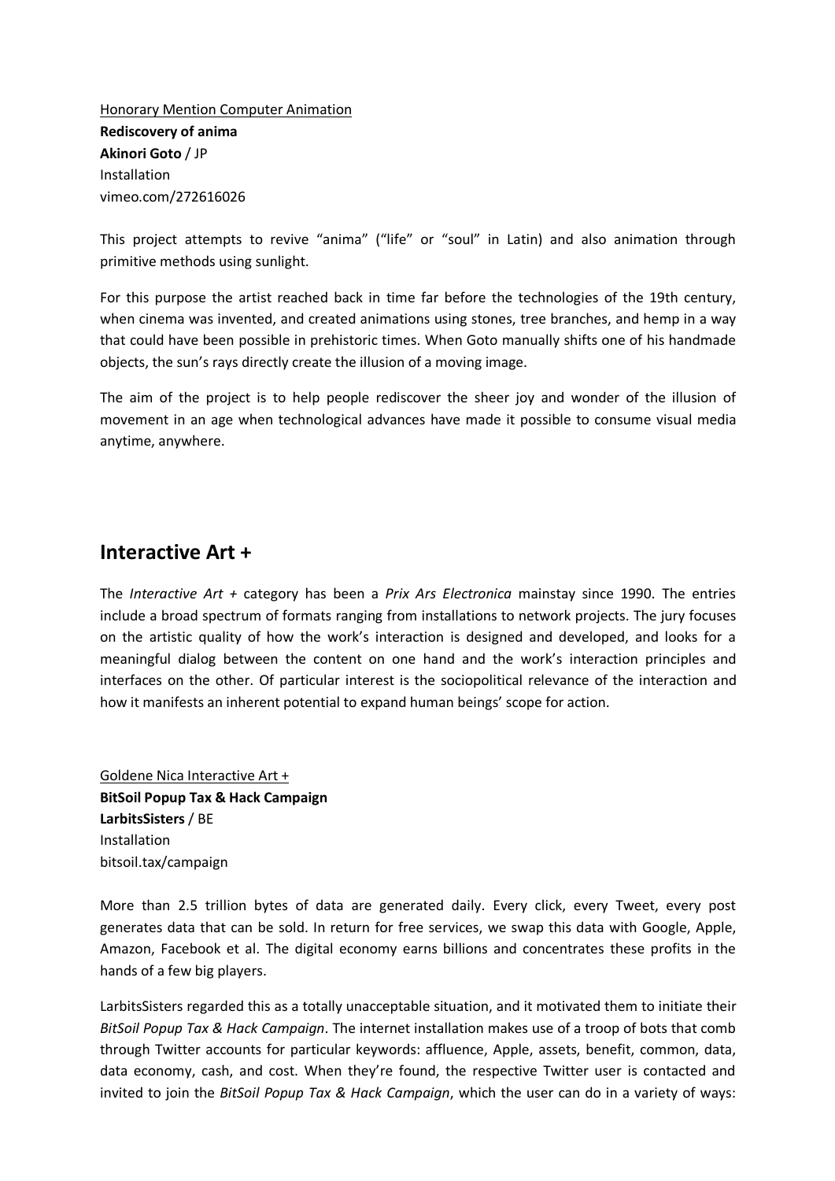Honorary Mention Computer Animation

**Rediscovery of anima**

**Akinori Goto** / JP

Installation

vimeo.com/272616026

This project attempts to revive "anima" ("life" or "soul" in Latin) and also animation through primitive methods using sunlight.

For this purpose the artist reached back in time far before the technologies of the 19th century, when cinema was invented, and created animations using stones, tree branches, and hemp in a way that could have been possible in prehistoric times. When Goto manually shifts one of his handmade objects, the sun's rays directly create the illusion of a moving image.

The aim of the project is to help people rediscover the sheer joy and wonder of the illusion of movement in an age when technological advances have made it possible to consume visual media anytime, anywhere.

## Interactive Art +

The *Interactive Art +* category has been a *Prix Ars Electronica* mainstay since 1990. The entries include a broad spectrum of formats ranging from installations to network projects. The jury focuses on the artistic quality of how the work's interaction is designed and developed, and looks for a meaningful dialog between the content on one hand and the work's interaction principles and interfaces on the other. Of particular interest is the sociopolitical relevance of the interaction and how it manifests an inherent potential to expand human beings' scope for action.

Goldene Nica Interactive Art +

**BitSoil Popup Tax & Hack Campaign**

**LarbitsSisters** / BE

Installation

bitsoil.tax/campaign

More than 2.5 trillion bytes of data are generated daily. Every click, every Tweet, every post generates data that can be sold. In return for free services, we swap this data with Google, Apple, Amazon, Facebook et al. The digital economy earns billions and concentrates these profits in the hands of a few big players.

LarbitsSisters regarded this as a totally unacceptable situation, and it motivated them to initiate their *BitSoil Popup Tax & Hack Campaign*. The internet installation makes use of a troop of bots that comb through Twitter accounts for particular keywords: affluence, Apple, assets, benefit, common, data, data economy, cash, and cost. When they're found, the respective Twitter user is contacted and invited to join the *BitSoil Popup Tax & Hack Campaign*, which the user can do in a variety of ways: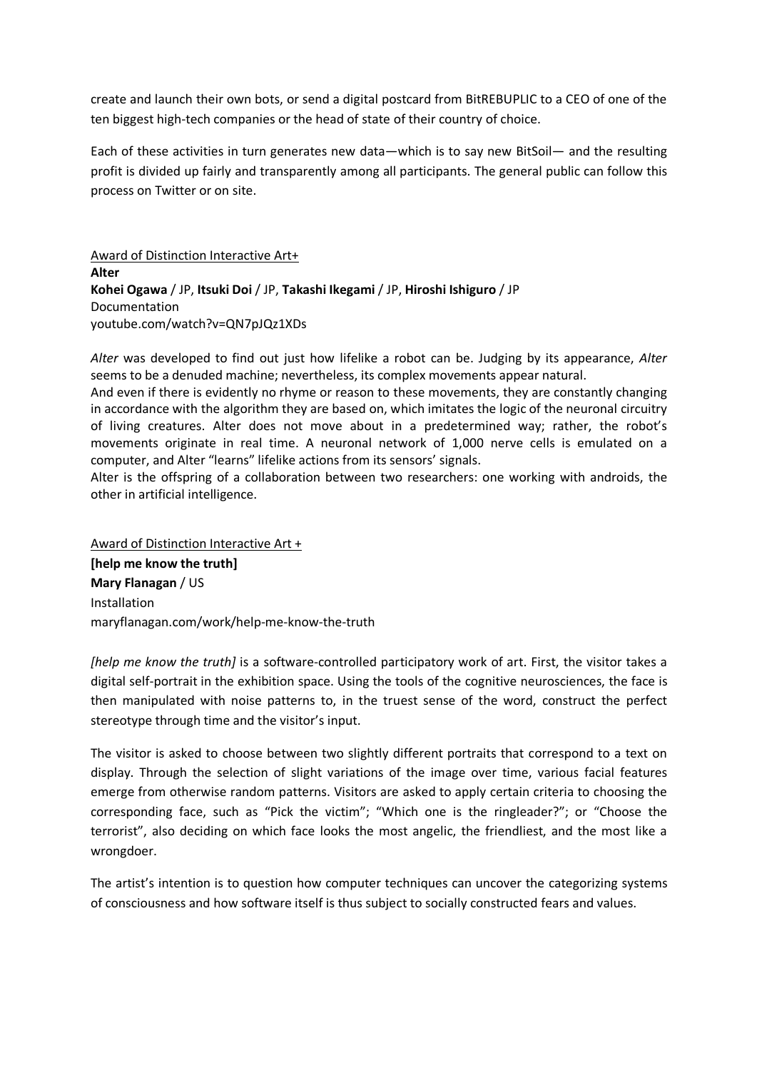create and launch their own bots, or send a digital postcard from BitREBUPLIC to a CEO of one of the ten biggest high-tech companies or the head of state of their country of choice.

Each of these activities in turn generates new data—which is to say new BitSoil— and the resulting profit is divided up fairly and transparently among all participants. The general public can follow this process on Twitter or on site.

Award of Distinction Interactive Art+
**Alter**
**Kohei Ogawa** / JP, **Itsuki Doi** / JP, **Takashi Ikegami** / JP, **Hiroshi Ishiguro** / JP
Documentation
youtube.com/watch?v=QN7pJQz1XDs

*Alter* was developed to find out just how lifelike a robot can be. Judging by its appearance, *Alter* seems to be a denuded machine; nevertheless, its complex movements appear natural.
And even if there is evidently no rhyme or reason to these movements, they are constantly changing in accordance with the algorithm they are based on, which imitates the logic of the neuronal circuitry of living creatures. Alter does not move about in a predetermined way; rather, the robot's movements originate in real time. A neuronal network of 1,000 nerve cells is emulated on a computer, and Alter "learns" lifelike actions from its sensors' signals.
Alter is the offspring of a collaboration between two researchers: one working with androids, the other in artificial intelligence.

Award of Distinction Interactive Art +
**[help me know the truth]**
**Mary Flanagan** / US
Installation
maryflanagan.com/work/help-me-know-the-truth

*[help me know the truth]* is a software-controlled participatory work of art. First, the visitor takes a digital self-portrait in the exhibition space. Using the tools of the cognitive neurosciences, the face is then manipulated with noise patterns to, in the truest sense of the word, construct the perfect stereotype through time and the visitor's input.

The visitor is asked to choose between two slightly different portraits that correspond to a text on display. Through the selection of slight variations of the image over time, various facial features emerge from otherwise random patterns. Visitors are asked to apply certain criteria to choosing the corresponding face, such as "Pick the victim"; "Which one is the ringleader?"; or "Choose the terrorist", also deciding on which face looks the most angelic, the friendliest, and the most like a wrongdoer.

The artist's intention is to question how computer techniques can uncover the categorizing systems of consciousness and how software itself is thus subject to socially constructed fears and values.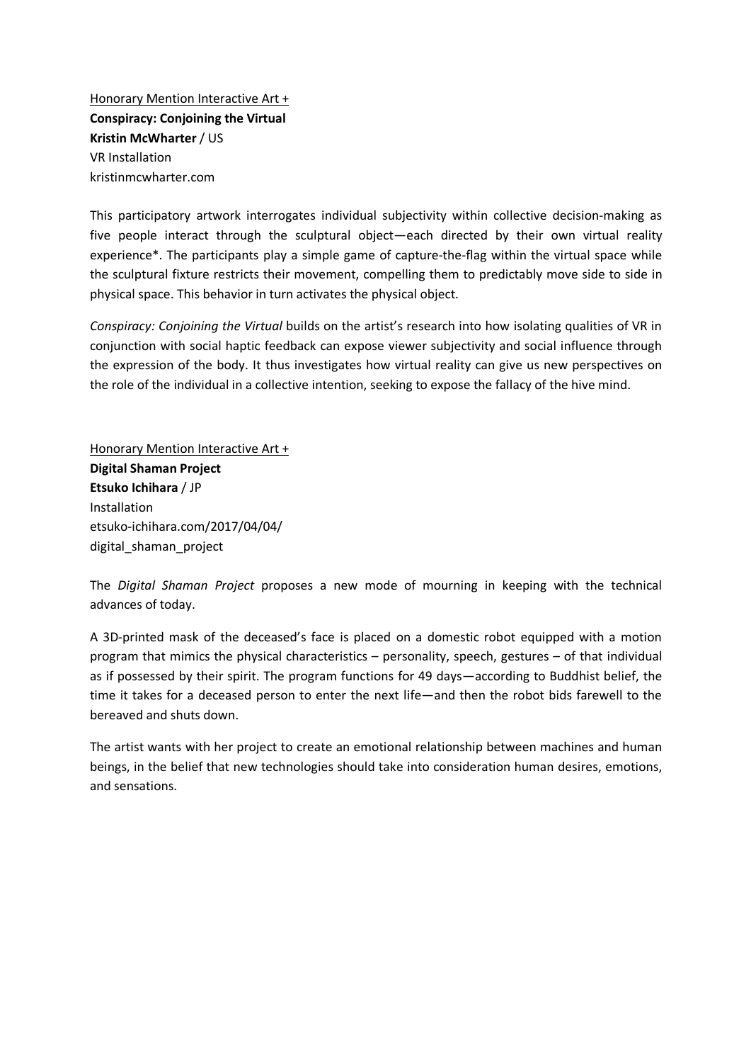Honorary Mention Interactive Art +
**Conspiracy: Conjoining the Virtual**
**Kristin McWharter** / US
VR Installation
kristinmcwharter.com

This participatory artwork interrogates individual subjectivity within collective decision-making as five people interact through the sculptural object—each directed by their own virtual reality experience*. The participants play a simple game of capture-the-flag within the virtual space while the sculptural fixture restricts their movement, compelling them to predictably move side to side in physical space. This behavior in turn activates the physical object.

*Conspiracy: Conjoining the Virtual* builds on the artist's research into how isolating qualities of VR in conjunction with social haptic feedback can expose viewer subjectivity and social influence through the expression of the body. It thus investigates how virtual reality can give us new perspectives on the role of the individual in a collective intention, seeking to expose the fallacy of the hive mind.

Honorary Mention Interactive Art +
**Digital Shaman Project**
**Etsuko Ichihara** / JP
Installation
etsuko-ichihara.com/2017/04/04/
digital_shaman_project

The *Digital Shaman Project* proposes a new mode of mourning in keeping with the technical advances of today.

A 3D-printed mask of the deceased's face is placed on a domestic robot equipped with a motion program that mimics the physical characteristics – personality, speech, gestures – of that individual as if possessed by their spirit. The program functions for 49 days—according to Buddhist belief, the time it takes for a deceased person to enter the next life—and then the robot bids farewell to the bereaved and shuts down.

The artist wants with her project to create an emotional relationship between machines and human beings, in the belief that new technologies should take into consideration human desires, emotions, and sensations.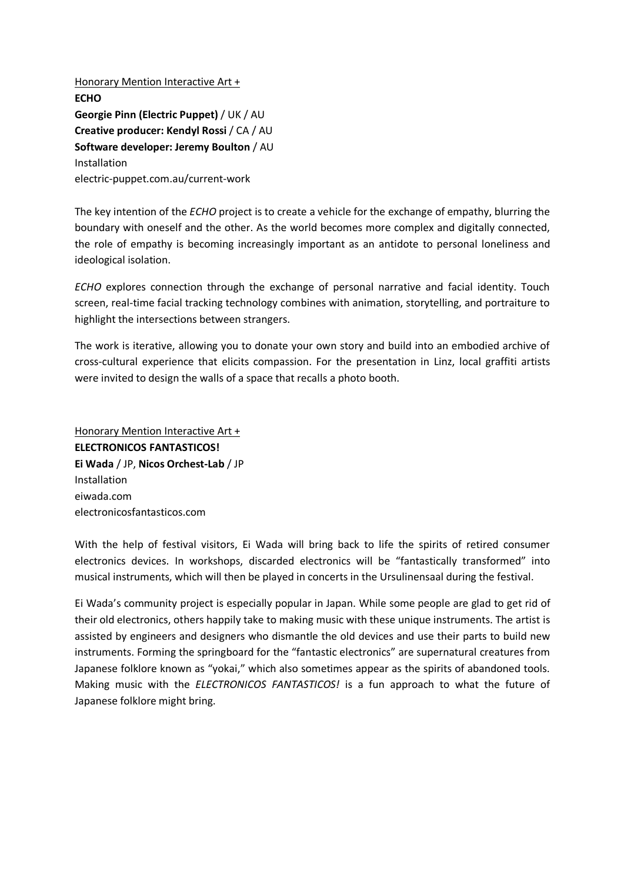<u>Honorary Mention Interactive Art +</u>
**ECHO**
**Georgie Pinn (Electric Puppet)** / UK / AU
**Creative producer: Kendyl Rossi** / CA / AU
**Software developer: Jeremy Boulton** / AU
Installation
electric-puppet.com.au/current-work

The key intention of the *ECHO* project is to create a vehicle for the exchange of empathy, blurring the boundary with oneself and the other. As the world becomes more complex and digitally connected, the role of empathy is becoming increasingly important as an antidote to personal loneliness and ideological isolation.

*ECHO* explores connection through the exchange of personal narrative and facial identity. Touch screen, real-time facial tracking technology combines with animation, storytelling, and portraiture to highlight the intersections between strangers.

The work is iterative, allowing you to donate your own story and build into an embodied archive of cross-cultural experience that elicits compassion. For the presentation in Linz, local graffiti artists were invited to design the walls of a space that recalls a photo booth.

<u>Honorary Mention Interactive Art +</u>
**ELECTRONICOS FANTASTICOS!**
**Ei Wada** / JP, **Nicos Orchest-Lab** / JP
Installation
eiwada.com
electronicosfantasticos.com

With the help of festival visitors, Ei Wada will bring back to life the spirits of retired consumer electronics devices. In workshops, discarded electronics will be "fantastically transformed" into musical instruments, which will then be played in concerts in the Ursulinensaal during the festival.

Ei Wada's community project is especially popular in Japan. While some people are glad to get rid of their old electronics, others happily take to making music with these unique instruments. The artist is assisted by engineers and designers who dismantle the old devices and use their parts to build new instruments. Forming the springboard for the "fantastic electronics" are supernatural creatures from Japanese folklore known as "yokai," which also sometimes appear as the spirits of abandoned tools. Making music with the *ELECTRONICOS FANTASTICOS!* is a fun approach to what the future of Japanese folklore might bring.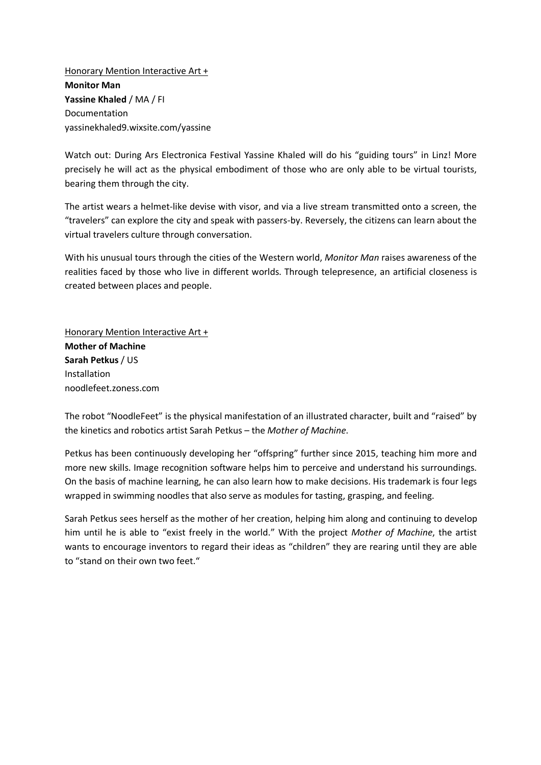<u>Honorary Mention Interactive Art +</u>
**Monitor Man**
**Yassine Khaled** / MA / FI
Documentation
yassinekhaled9.wixsite.com/yassine

Watch out: During Ars Electronica Festival Yassine Khaled will do his “guiding tours” in Linz! More precisely he will act as the physical embodiment of those who are only able to be virtual tourists, bearing them through the city.

The artist wears a helmet-like devise with visor, and via a live stream transmitted onto a screen, the “travelers” can explore the city and speak with passers-by. Reversely, the citizens can learn about the virtual travelers culture through conversation.

With his unusual tours through the cities of the Western world, *Monitor Man* raises awareness of the realities faced by those who live in different worlds. Through telepresence, an artificial closeness is created between places and people.

<u>Honorary Mention Interactive Art +</u>
**Mother of Machine**
**Sarah Petkus** / US
Installation
noodlefeet.zoness.com

The robot “NoodleFeet” is the physical manifestation of an illustrated character, built and “raised” by the kinetics and robotics artist Sarah Petkus – the *Mother of Machine*.

Petkus has been continuously developing her “offspring” further since 2015, teaching him more and more new skills. Image recognition software helps him to perceive and understand his surroundings. On the basis of machine learning, he can also learn how to make decisions. His trademark is four legs wrapped in swimming noodles that also serve as modules for tasting, grasping, and feeling.

Sarah Petkus sees herself as the mother of her creation, helping him along and continuing to develop him until he is able to “exist freely in the world.” With the project *Mother of Machine*, the artist wants to encourage inventors to regard their ideas as “children” they are rearing until they are able to “stand on their own two feet.“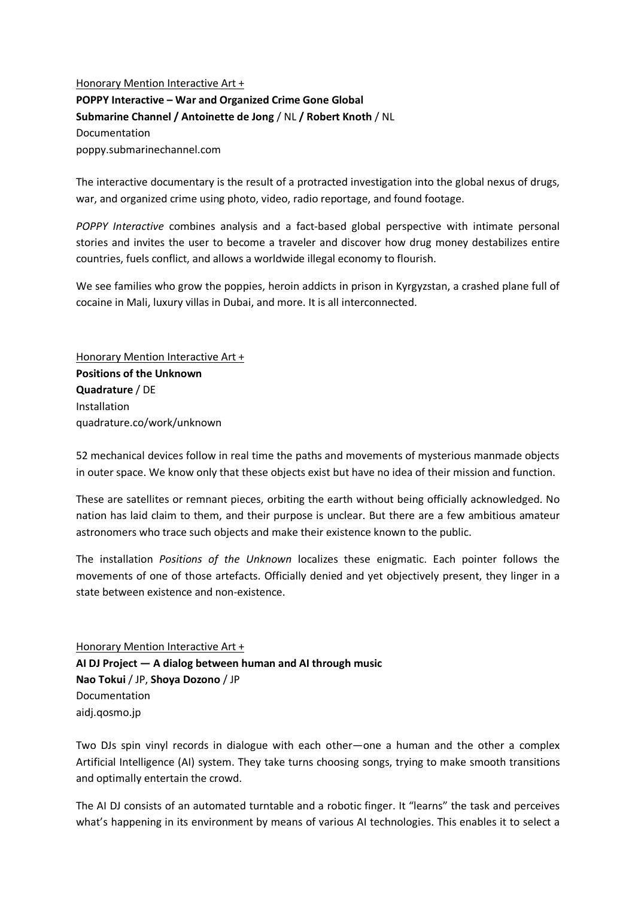Honorary Mention Interactive Art +

**POPPY Interactive – War and Organized Crime Gone Global**
**Submarine Channel / Antoinette de Jong** / NL **/ Robert Knoth** / NL
Documentation
poppy.submarinechannel.com

The interactive documentary is the result of a protracted investigation into the global nexus of drugs, war, and organized crime using photo, video, radio reportage, and found footage.

*POPPY Interactive* combines analysis and a fact-based global perspective with intimate personal stories and invites the user to become a traveler and discover how drug money destabilizes entire countries, fuels conflict, and allows a worldwide illegal economy to flourish.

We see families who grow the poppies, heroin addicts in prison in Kyrgyzstan, a crashed plane full of cocaine in Mali, luxury villas in Dubai, and more. It is all interconnected.

Honorary Mention Interactive Art +

**Positions of the Unknown**
**Quadrature** / DE
Installation
quadrature.co/work/unknown

52 mechanical devices follow in real time the paths and movements of mysterious manmade objects in outer space. We know only that these objects exist but have no idea of their mission and function.

These are satellites or remnant pieces, orbiting the earth without being officially acknowledged. No nation has laid claim to them, and their purpose is unclear. But there are a few ambitious amateur astronomers who trace such objects and make their existence known to the public.

The installation *Positions of the Unknown* localizes these enigmatic. Each pointer follows the movements of one of those artefacts. Officially denied and yet objectively present, they linger in a state between existence and non-existence.

Honorary Mention Interactive Art +

**AI DJ Project — A dialog between human and AI through music**
**Nao Tokui** / JP, **Shoya Dozono** / JP
Documentation
aidj.qosmo.jp

Two DJs spin vinyl records in dialogue with each other—one a human and the other a complex Artificial Intelligence (AI) system. They take turns choosing songs, trying to make smooth transitions and optimally entertain the crowd.

The AI DJ consists of an automated turntable and a robotic finger. It "learns" the task and perceives what's happening in its environment by means of various AI technologies. This enables it to select a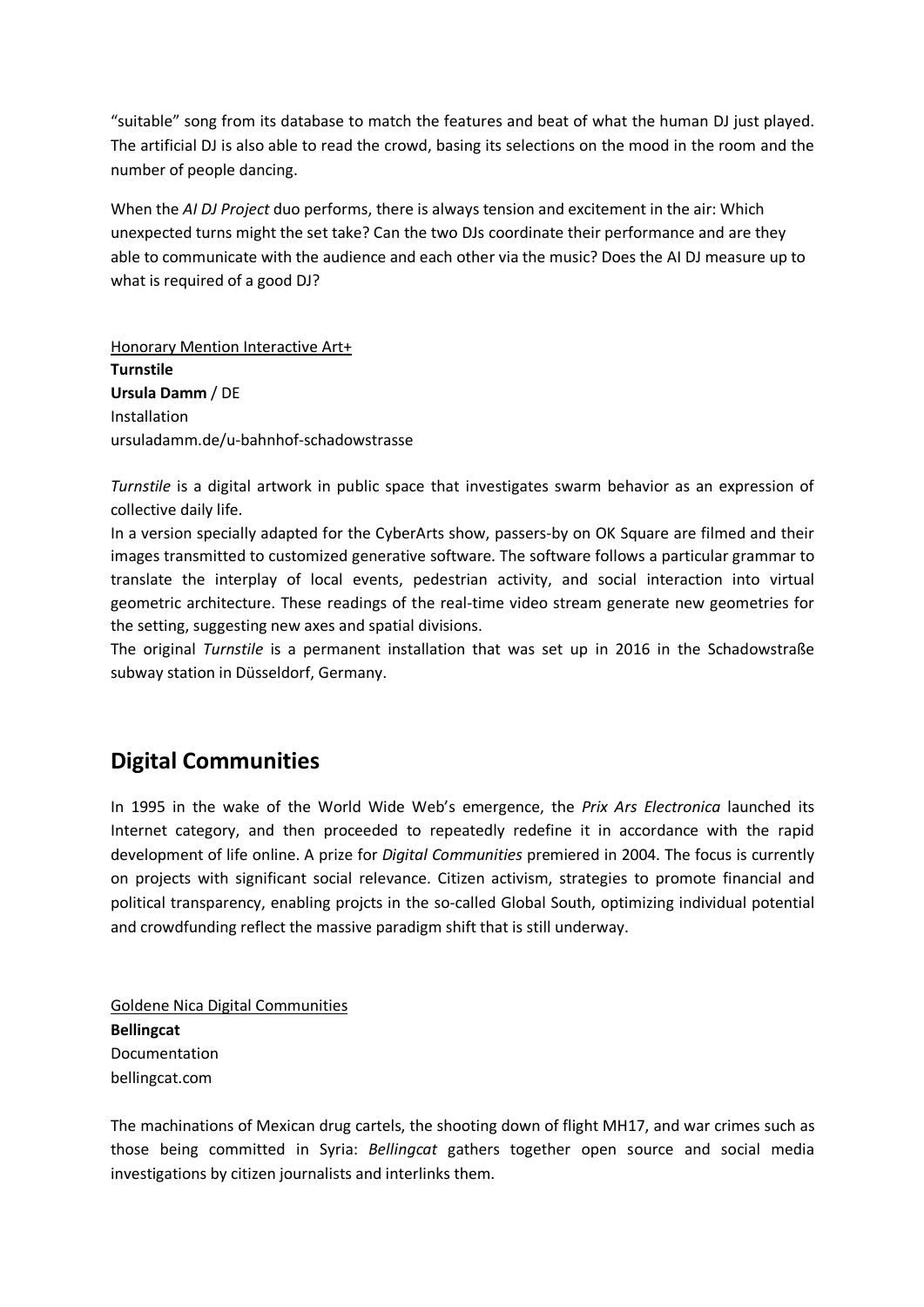“suitable” song from its database to match the features and beat of what the human DJ just played. The artificial DJ is also able to read the crowd, basing its selections on the mood in the room and the number of people dancing.

When the *AI DJ Project* duo performs, there is always tension and excitement in the air: Which unexpected turns might the set take? Can the two DJs coordinate their performance and are they able to communicate with the audience and each other via the music? Does the AI DJ measure up to what is required of a good DJ?

Honorary Mention Interactive Art+
**Turnstile**
**Ursula Damm** / DE
Installation
ursuladamm.de/u-bahnhof-schadowstrasse

*Turnstile* is a digital artwork in public space that investigates swarm behavior as an expression of collective daily life.
In a version specially adapted for the CyberArts show, passers-by on OK Square are filmed and their images transmitted to customized generative software. The software follows a particular grammar to translate the interplay of local events, pedestrian activity, and social interaction into virtual geometric architecture. These readings of the real-time video stream generate new geometries for the setting, suggesting new axes and spatial divisions.
The original *Turnstile* is a permanent installation that was set up in 2016 in the Schadowstraße subway station in Düsseldorf, Germany.

## Digital Communities

In 1995 in the wake of the World Wide Web’s emergence, the *Prix Ars Electronica* launched its Internet category, and then proceeded to repeatedly redefine it in accordance with the rapid development of life online. A prize for *Digital Communities* premiered in 2004. The focus is currently on projects with significant social relevance. Citizen activism, strategies to promote financial and political transparency, enabling projcts in the so-called Global South, optimizing individual potential and crowdfunding reflect the massive paradigm shift that is still underway.

Goldene Nica Digital Communities
**Bellingcat**
Documentation
bellingcat.com

The machinations of Mexican drug cartels, the shooting down of flight MH17, and war crimes such as those being committed in Syria: *Bellingcat* gathers together open source and social media investigations by citizen journalists and interlinks them.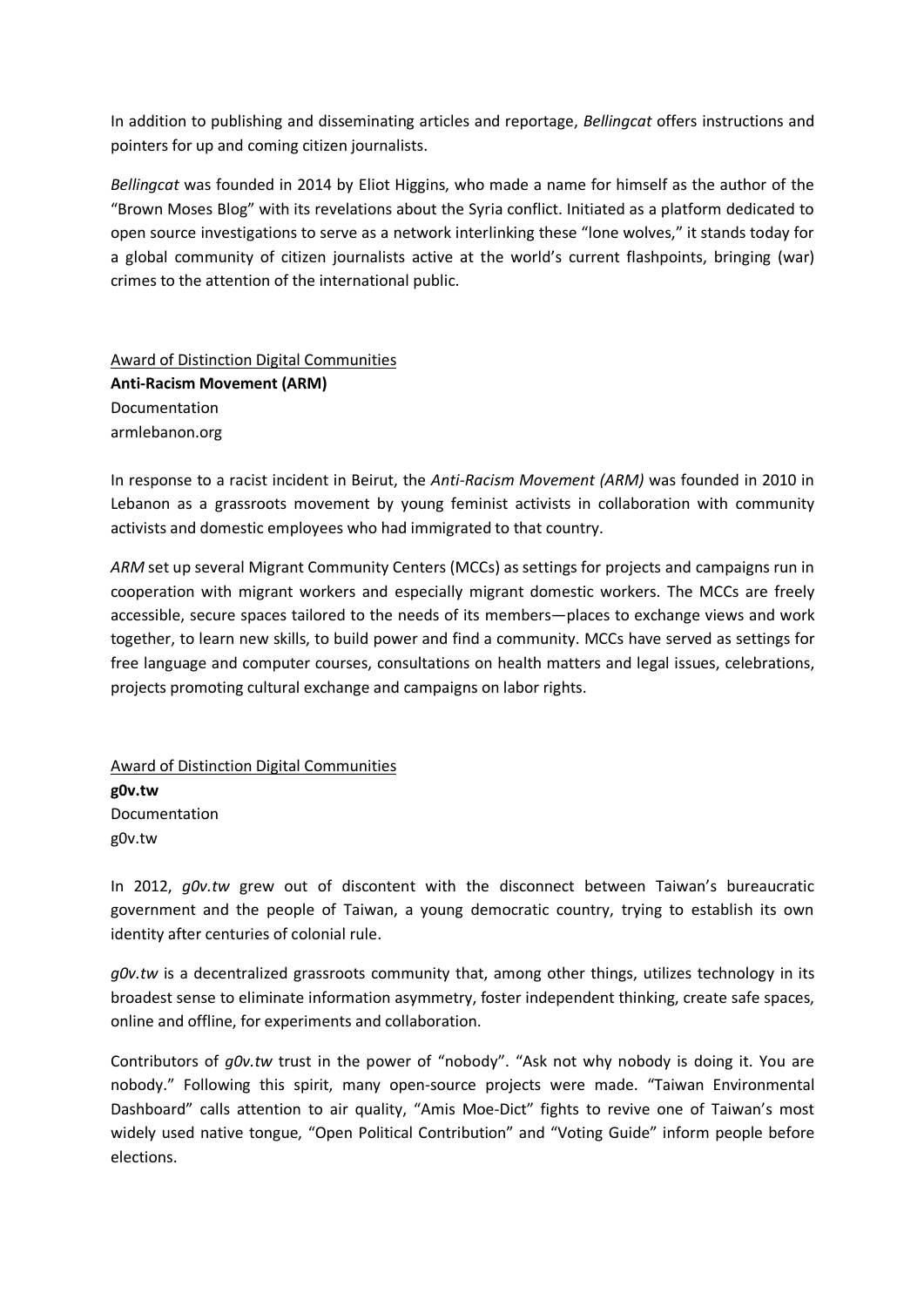In addition to publishing and disseminating articles and reportage, *Bellingcat* offers instructions and pointers for up and coming citizen journalists.

*Bellingcat* was founded in 2014 by Eliot Higgins, who made a name for himself as the author of the "Brown Moses Blog" with its revelations about the Syria conflict. Initiated as a platform dedicated to open source investigations to serve as a network interlinking these "lone wolves," it stands today for a global community of citizen journalists active at the world's current flashpoints, bringing (war) crimes to the attention of the international public.

<u>Award of Distinction Digital Communities</u>
**Anti-Racism Movement (ARM)**
Documentation
armlebanon.org

In response to a racist incident in Beirut, the *Anti-Racism Movement (ARM)* was founded in 2010 in Lebanon as a grassroots movement by young feminist activists in collaboration with community activists and domestic employees who had immigrated to that country.

*ARM* set up several Migrant Community Centers (MCCs) as settings for projects and campaigns run in cooperation with migrant workers and especially migrant domestic workers. The MCCs are freely accessible, secure spaces tailored to the needs of its members—places to exchange views and work together, to learn new skills, to build power and find a community. MCCs have served as settings for free language and computer courses, consultations on health matters and legal issues, celebrations, projects promoting cultural exchange and campaigns on labor rights.

<u>Award of Distinction Digital Communities</u>
**g0v.tw**
Documentation
g0v.tw

In 2012, *g0v.tw* grew out of discontent with the disconnect between Taiwan's bureaucratic government and the people of Taiwan, a young democratic country, trying to establish its own identity after centuries of colonial rule.

*g0v.tw* is a decentralized grassroots community that, among other things, utilizes technology in its broadest sense to eliminate information asymmetry, foster independent thinking, create safe spaces, online and offline, for experiments and collaboration.

Contributors of *g0v.tw* trust in the power of "nobody". "Ask not why nobody is doing it. You are nobody." Following this spirit, many open-source projects were made. "Taiwan Environmental Dashboard" calls attention to air quality, "Amis Moe-Dict" fights to revive one of Taiwan's most widely used native tongue, "Open Political Contribution" and "Voting Guide" inform people before elections.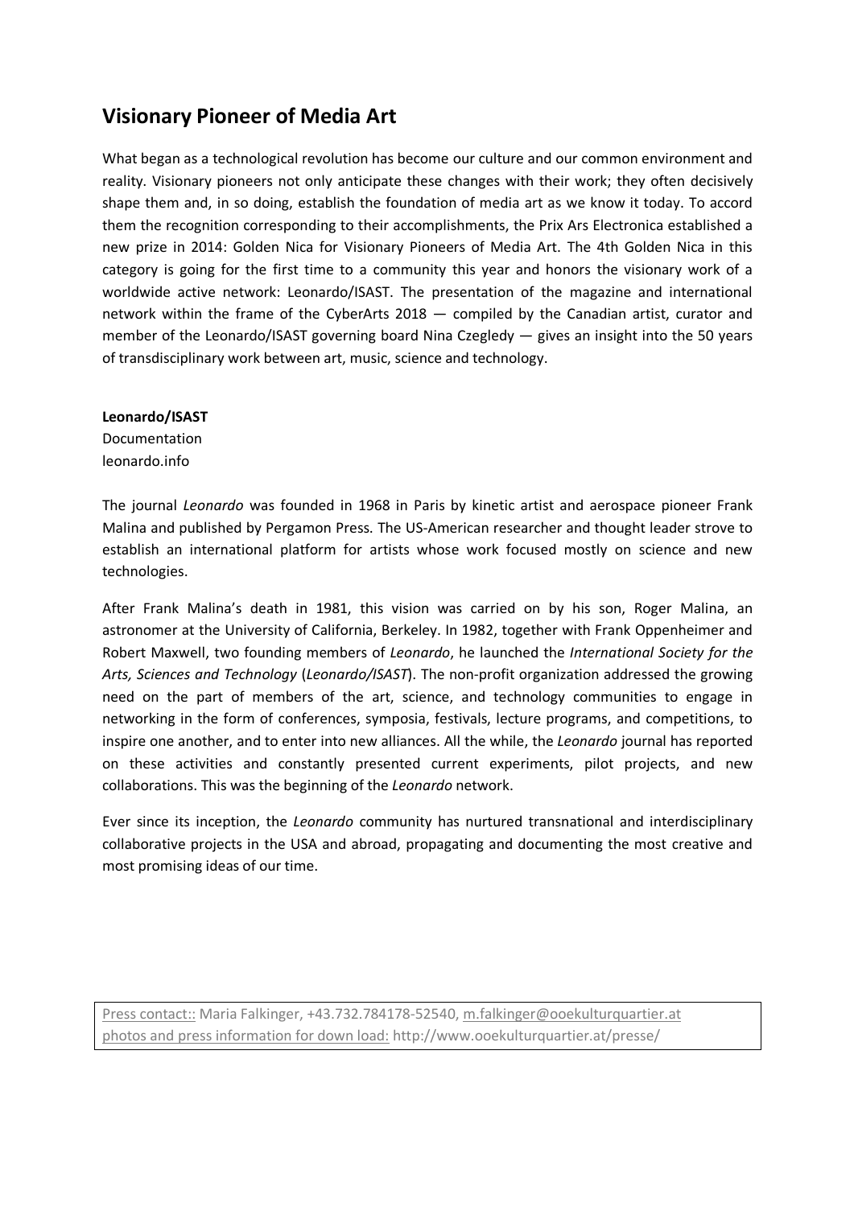## Visionary Pioneer of Media Art

What began as a technological revolution has become our culture and our common environment and reality. Visionary pioneers not only anticipate these changes with their work; they often decisively shape them and, in so doing, establish the foundation of media art as we know it today. To accord them the recognition corresponding to their accomplishments, the Prix Ars Electronica established a new prize in 2014: Golden Nica for Visionary Pioneers of Media Art. The 4th Golden Nica in this category is going for the first time to a community this year and honors the visionary work of a worldwide active network: Leonardo/ISAST. The presentation of the magazine and international network within the frame of the CyberArts 2018 — compiled by the Canadian artist, curator and member of the Leonardo/ISAST governing board Nina Czegledy — gives an insight into the 50 years of transdisciplinary work between art, music, science and technology.

**Leonardo/ISAST**
Documentation
leonardo.info

The journal *Leonardo* was founded in 1968 in Paris by kinetic artist and aerospace pioneer Frank Malina and published by Pergamon Press. The US-American researcher and thought leader strove to establish an international platform for artists whose work focused mostly on science and new technologies.

After Frank Malina's death in 1981, this vision was carried on by his son, Roger Malina, an astronomer at the University of California, Berkeley. In 1982, together with Frank Oppenheimer and Robert Maxwell, two founding members of *Leonardo*, he launched the *International Society for the Arts, Sciences and Technology* (*Leonardo/ISAST*). The non-profit organization addressed the growing need on the part of members of the art, science, and technology communities to engage in networking in the form of conferences, symposia, festivals, lecture programs, and competitions, to inspire one another, and to enter into new alliances. All the while, the *Leonardo* journal has reported on these activities and constantly presented current experiments, pilot projects, and new collaborations. This was the beginning of the *Leonardo* network.

Ever since its inception, the *Leonardo* community has nurtured transnational and interdisciplinary collaborative projects in the USA and abroad, propagating and documenting the most creative and most promising ideas of our time.

Press contact:: Maria Falkinger, +43.732.784178-52540, m.falkinger@ooekulturquartier.at
photos and press information for down load: http://www.ooekulturquartier.at/presse/